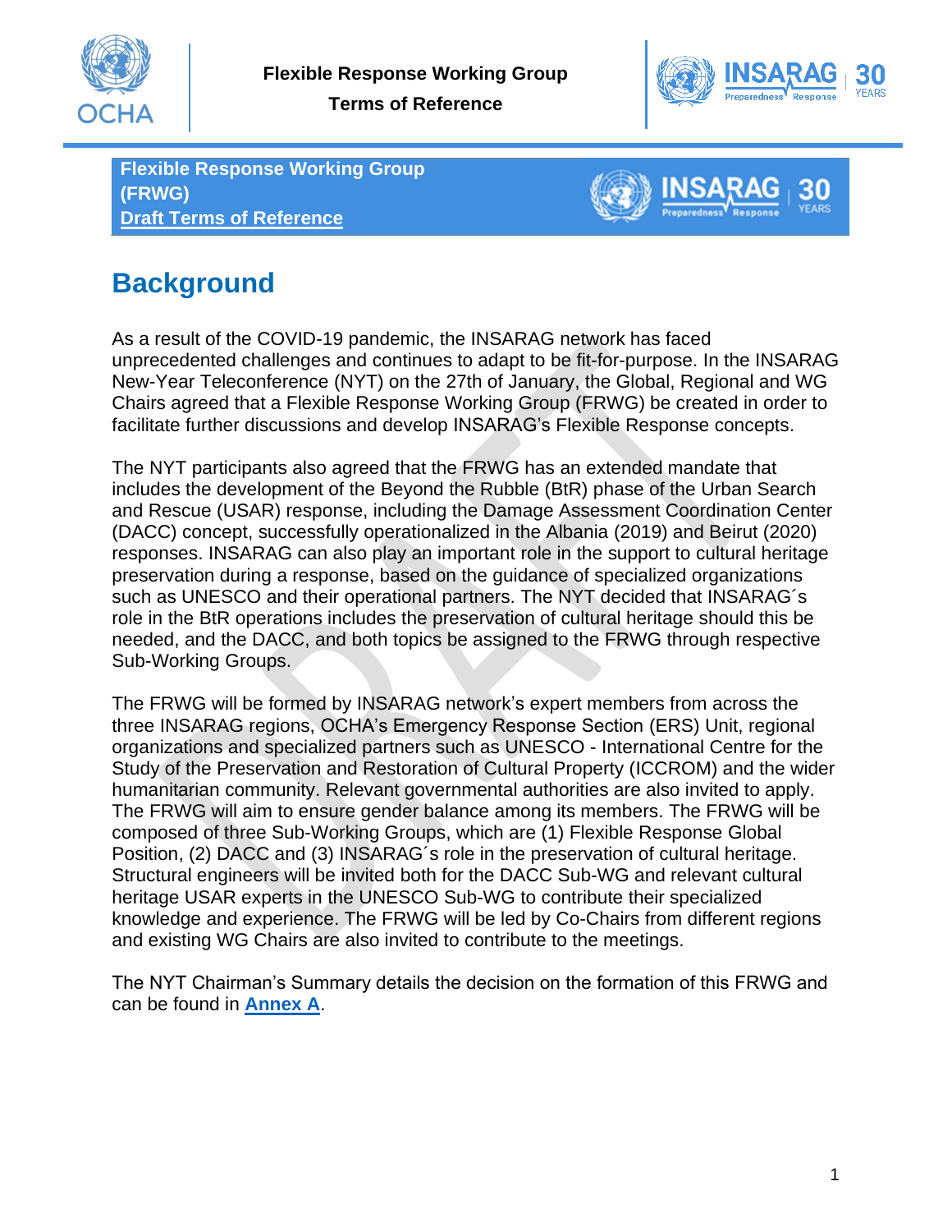**Flexible Response Working Group (FRWG)**
**Draft Terms of Reference**

## Background

As a result of the COVID-19 pandemic, the INSARAG network has faced unprecedented challenges and continues to adapt to be fit-for-purpose. In the INSARAG New-Year Teleconference (NYT) on the 27th of January, the Global, Regional and WG Chairs agreed that a Flexible Response Working Group (FRWG) be created in order to facilitate further discussions and develop INSARAG's Flexible Response concepts.

The NYT participants also agreed that the FRWG has an extended mandate that includes the development of the Beyond the Rubble (BtR) phase of the Urban Search and Rescue (USAR) response, including the Damage Assessment Coordination Center (DACC) concept, successfully operationalized in the Albania (2019) and Beirut (2020) responses. INSARAG can also play an important role in the support to cultural heritage preservation during a response, based on the guidance of specialized organizations such as UNESCO and their operational partners. The NYT decided that INSARAG´s role in the BtR operations includes the preservation of cultural heritage should this be needed, and the DACC, and both topics be assigned to the FRWG through respective Sub-Working Groups.

The FRWG will be formed by INSARAG network's expert members from across the three INSARAG regions, OCHA's Emergency Response Section (ERS) Unit, regional organizations and specialized partners such as UNESCO - International Centre for the Study of the Preservation and Restoration of Cultural Property (ICCROM) and the wider humanitarian community. Relevant governmental authorities are also invited to apply. The FRWG will aim to ensure gender balance among its members. The FRWG will be composed of three Sub-Working Groups, which are (1) Flexible Response Global Position, (2) DACC and (3) INSARAG´s role in the preservation of cultural heritage. Structural engineers will be invited both for the DACC Sub-WG and relevant cultural heritage USAR experts in the UNESCO Sub-WG to contribute their specialized knowledge and experience. The FRWG will be led by Co-Chairs from different regions and existing WG Chairs are also invited to contribute to the meetings.

The NYT Chairman's Summary details the decision on the formation of this FRWG and can be found in **Annex A**.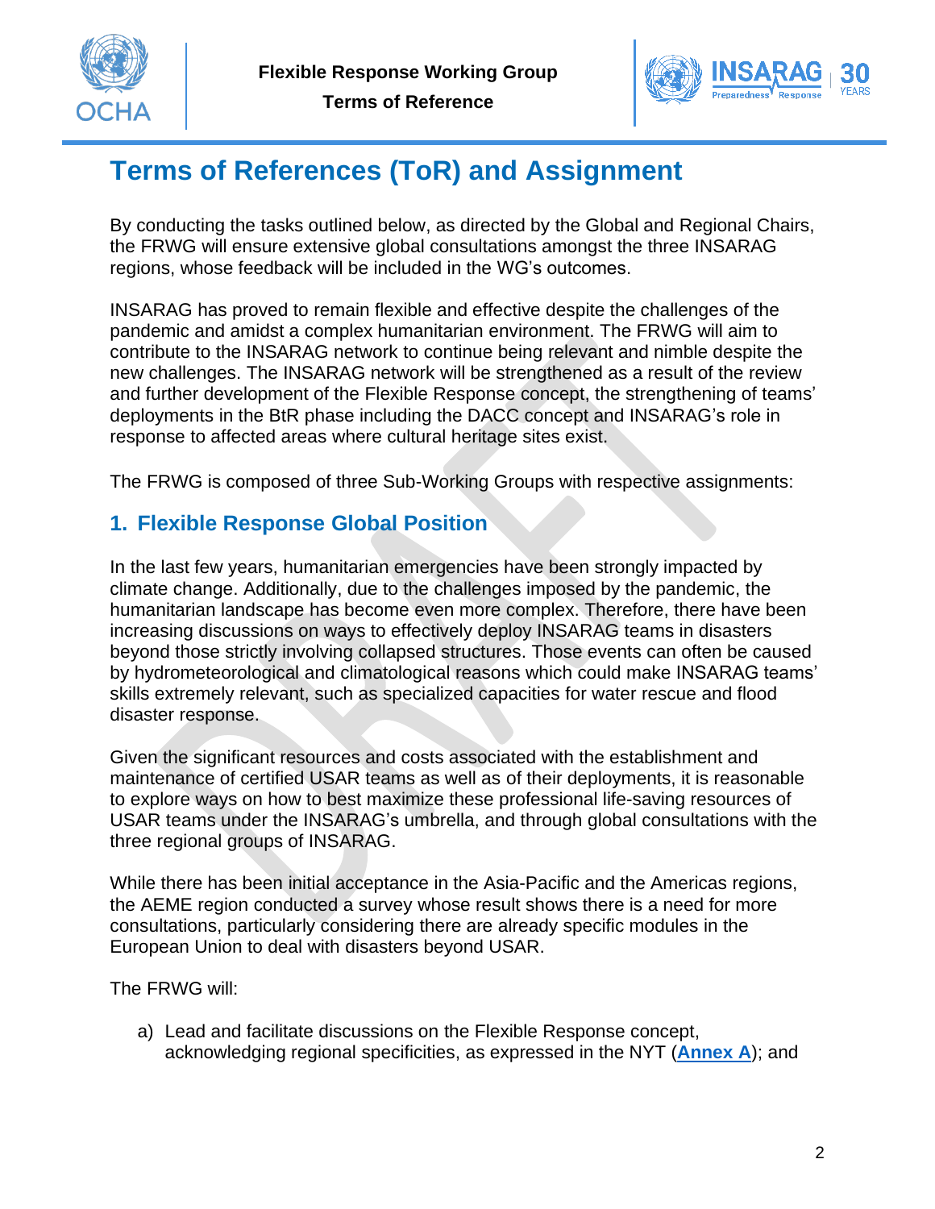# Terms of References (ToR) and Assignment

By conducting the tasks outlined below, as directed by the Global and Regional Chairs, the FRWG will ensure extensive global consultations amongst the three INSARAG regions, whose feedback will be included in the WG's outcomes.

INSARAG has proved to remain flexible and effective despite the challenges of the pandemic and amidst a complex humanitarian environment. The FRWG will aim to contribute to the INSARAG network to continue being relevant and nimble despite the new challenges. The INSARAG network will be strengthened as a result of the review and further development of the Flexible Response concept, the strengthening of teams' deployments in the BtR phase including the DACC concept and INSARAG's role in response to affected areas where cultural heritage sites exist.

The FRWG is composed of three Sub-Working Groups with respective assignments:

## 1. Flexible Response Global Position

In the last few years, humanitarian emergencies have been strongly impacted by climate change. Additionally, due to the challenges imposed by the pandemic, the humanitarian landscape has become even more complex. Therefore, there have been increasing discussions on ways to effectively deploy INSARAG teams in disasters beyond those strictly involving collapsed structures. Those events can often be caused by hydrometeorological and climatological reasons which could make INSARAG teams' skills extremely relevant, such as specialized capacities for water rescue and flood disaster response.

Given the significant resources and costs associated with the establishment and maintenance of certified USAR teams as well as of their deployments, it is reasonable to explore ways on how to best maximize these professional life-saving resources of USAR teams under the INSARAG's umbrella, and through global consultations with the three regional groups of INSARAG.

While there has been initial acceptance in the Asia-Pacific and the Americas regions, the AEME region conducted a survey whose result shows there is a need for more consultations, particularly considering there are already specific modules in the European Union to deal with disasters beyond USAR.

The FRWG will:

a) Lead and facilitate discussions on the Flexible Response concept, acknowledging regional specificities, as expressed in the NYT (**Annex A**); and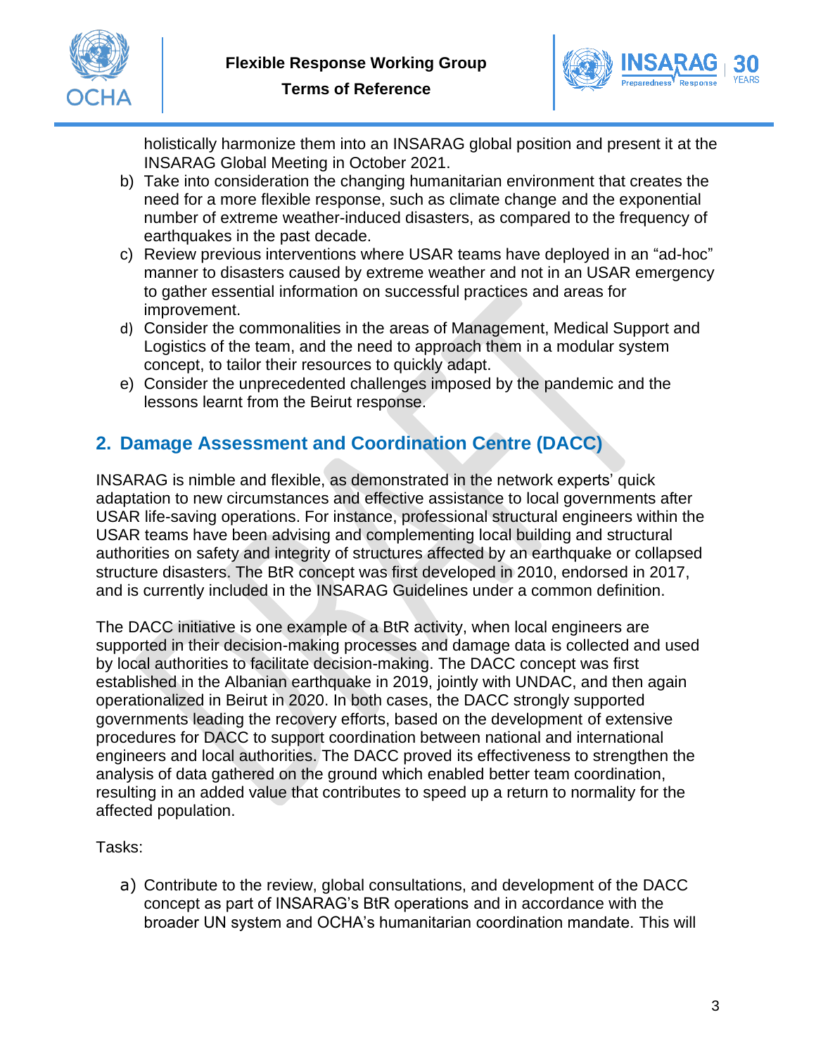holistically harmonize them into an INSARAG global position and present it at the INSARAG Global Meeting in October 2021.

b) Take into consideration the changing humanitarian environment that creates the need for a more flexible response, such as climate change and the exponential number of extreme weather-induced disasters, as compared to the frequency of earthquakes in the past decade.

c) Review previous interventions where USAR teams have deployed in an "ad-hoc" manner to disasters caused by extreme weather and not in an USAR emergency to gather essential information on successful practices and areas for improvement.

d) Consider the commonalities in the areas of Management, Medical Support and Logistics of the team, and the need to approach them in a modular system concept, to tailor their resources to quickly adapt.

e) Consider the unprecedented challenges imposed by the pandemic and the lessons learnt from the Beirut response.

## 2. Damage Assessment and Coordination Centre (DACC)

INSARAG is nimble and flexible, as demonstrated in the network experts' quick adaptation to new circumstances and effective assistance to local governments after USAR life-saving operations. For instance, professional structural engineers within the USAR teams have been advising and complementing local building and structural authorities on safety and integrity of structures affected by an earthquake or collapsed structure disasters. The BtR concept was first developed in 2010, endorsed in 2017, and is currently included in the INSARAG Guidelines under a common definition.

The DACC initiative is one example of a BtR activity, when local engineers are supported in their decision-making processes and damage data is collected and used by local authorities to facilitate decision-making. The DACC concept was first established in the Albanian earthquake in 2019, jointly with UNDAC, and then again operationalized in Beirut in 2020. In both cases, the DACC strongly supported governments leading the recovery efforts, based on the development of extensive procedures for DACC to support coordination between national and international engineers and local authorities. The DACC proved its effectiveness to strengthen the analysis of data gathered on the ground which enabled better team coordination, resulting in an added value that contributes to speed up a return to normality for the affected population.

Tasks:

a) Contribute to the review, global consultations, and development of the DACC concept as part of INSARAG's BtR operations and in accordance with the broader UN system and OCHA's humanitarian coordination mandate. This will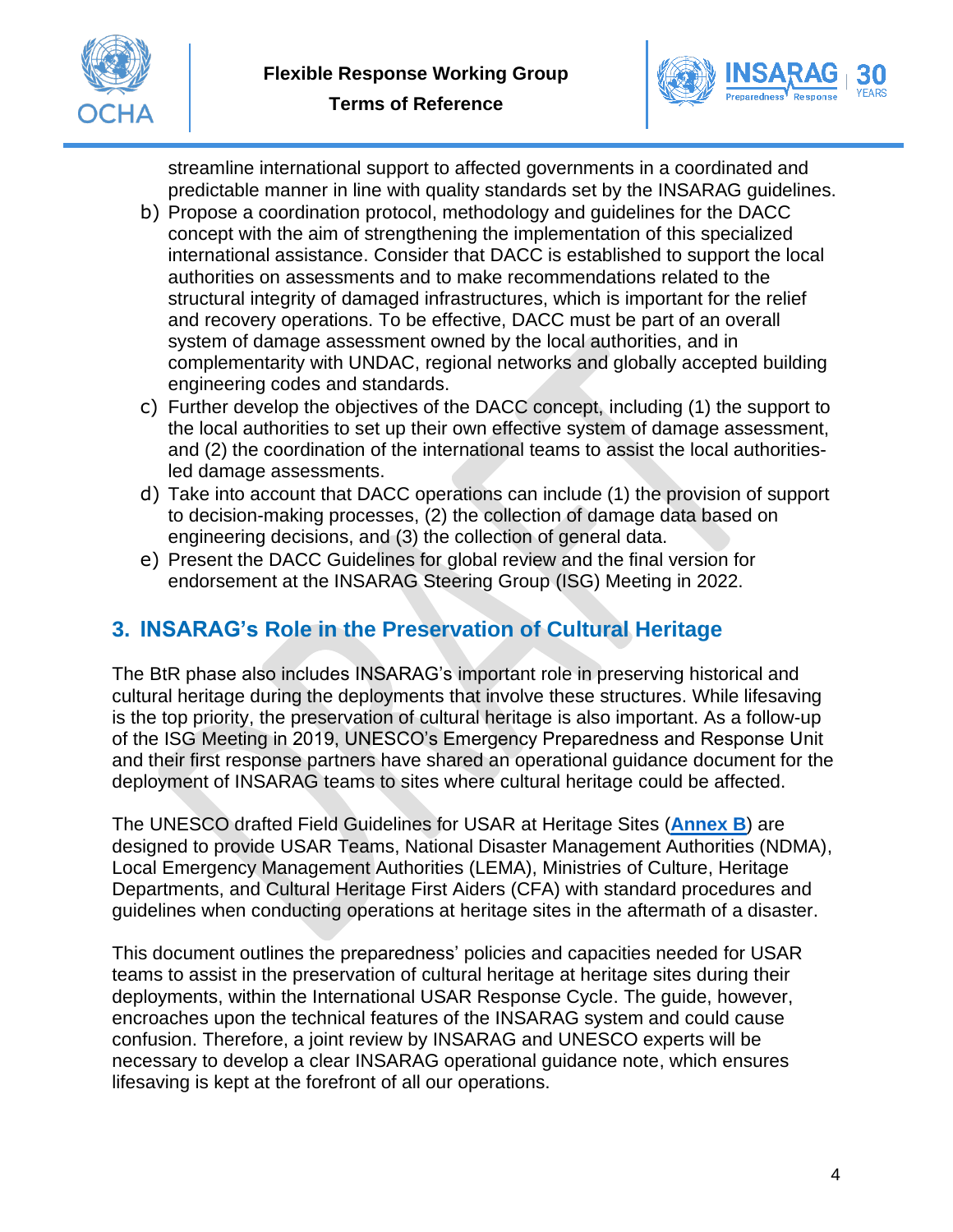streamline international support to affected governments in a coordinated and predictable manner in line with quality standards set by the INSARAG guidelines.

b) Propose a coordination protocol, methodology and guidelines for the DACC concept with the aim of strengthening the implementation of this specialized international assistance. Consider that DACC is established to support the local authorities on assessments and to make recommendations related to the structural integrity of damaged infrastructures, which is important for the relief and recovery operations. To be effective, DACC must be part of an overall system of damage assessment owned by the local authorities, and in complementarity with UNDAC, regional networks and globally accepted building engineering codes and standards.

c) Further develop the objectives of the DACC concept, including (1) the support to the local authorities to set up their own effective system of damage assessment, and (2) the coordination of the international teams to assist the local authorities-led damage assessments.

d) Take into account that DACC operations can include (1) the provision of support to decision-making processes, (2) the collection of damage data based on engineering decisions, and (3) the collection of general data.

e) Present the DACC Guidelines for global review and the final version for endorsement at the INSARAG Steering Group (ISG) Meeting in 2022.

## 3. INSARAG's Role in the Preservation of Cultural Heritage

The BtR phase also includes INSARAG's important role in preserving historical and cultural heritage during the deployments that involve these structures. While lifesaving is the top priority, the preservation of cultural heritage is also important. As a follow-up of the ISG Meeting in 2019, UNESCO's Emergency Preparedness and Response Unit and their first response partners have shared an operational guidance document for the deployment of INSARAG teams to sites where cultural heritage could be affected.

The UNESCO drafted Field Guidelines for USAR at Heritage Sites (**Annex B**) are designed to provide USAR Teams, National Disaster Management Authorities (NDMA), Local Emergency Management Authorities (LEMA), Ministries of Culture, Heritage Departments, and Cultural Heritage First Aiders (CFA) with standard procedures and guidelines when conducting operations at heritage sites in the aftermath of a disaster.

This document outlines the preparedness' policies and capacities needed for USAR teams to assist in the preservation of cultural heritage at heritage sites during their deployments, within the International USAR Response Cycle. The guide, however, encroaches upon the technical features of the INSARAG system and could cause confusion. Therefore, a joint review by INSARAG and UNESCO experts will be necessary to develop a clear INSARAG operational guidance note, which ensures lifesaving is kept at the forefront of all our operations.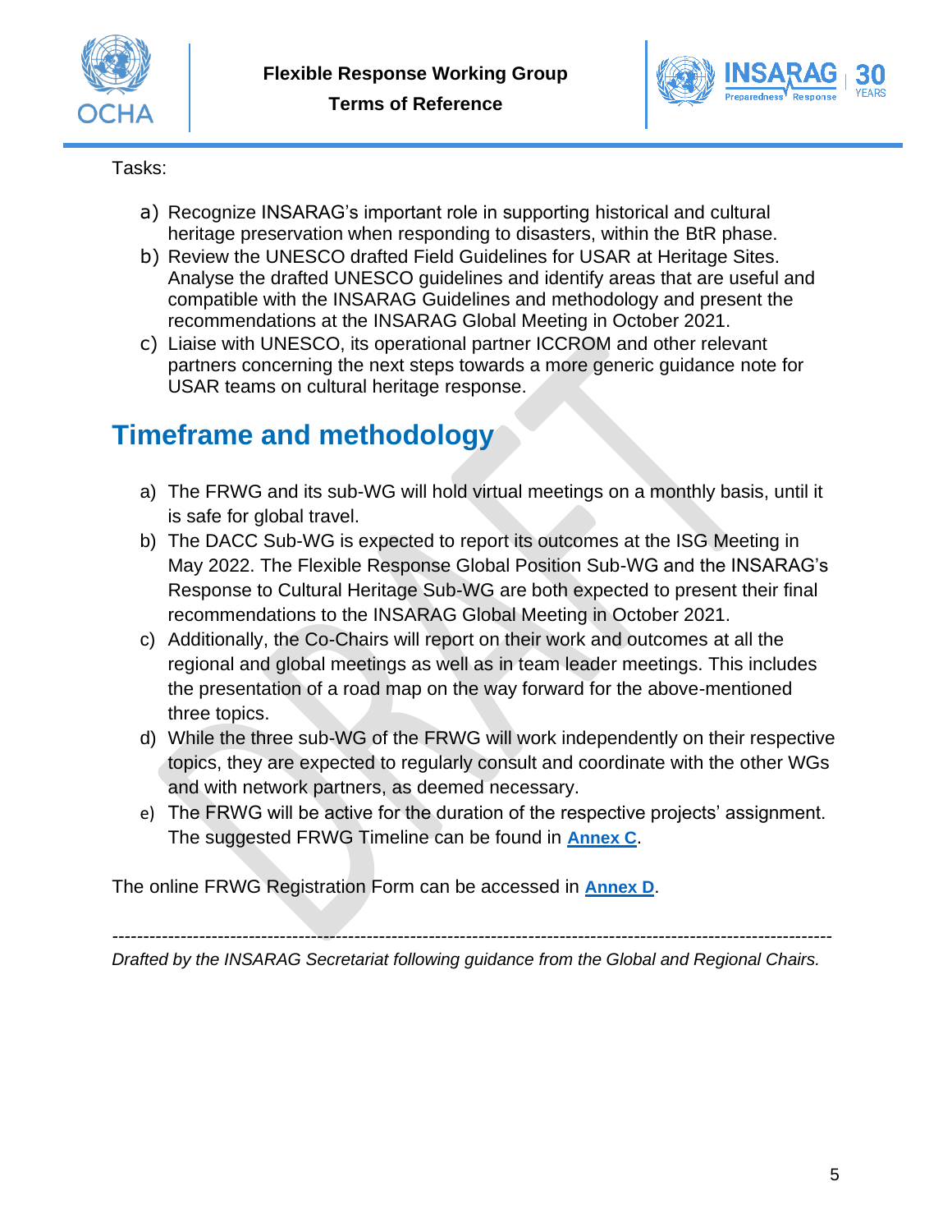Tasks:

a) Recognize INSARAG's important role in supporting historical and cultural heritage preservation when responding to disasters, within the BtR phase.
b) Review the UNESCO drafted Field Guidelines for USAR at Heritage Sites. Analyse the drafted UNESCO guidelines and identify areas that are useful and compatible with the INSARAG Guidelines and methodology and present the recommendations at the INSARAG Global Meeting in October 2021.
c) Liaise with UNESCO, its operational partner ICCROM and other relevant partners concerning the next steps towards a more generic guidance note for USAR teams on cultural heritage response.

## Timeframe and methodology

a) The FRWG and its sub-WG will hold virtual meetings on a monthly basis, until it is safe for global travel.
b) The DACC Sub-WG is expected to report its outcomes at the ISG Meeting in May 2022. The Flexible Response Global Position Sub-WG and the INSARAG's Response to Cultural Heritage Sub-WG are both expected to present their final recommendations to the INSARAG Global Meeting in October 2021.
c) Additionally, the Co-Chairs will report on their work and outcomes at all the regional and global meetings as well as in team leader meetings. This includes the presentation of a road map on the way forward for the above-mentioned three topics.
d) While the three sub-WG of the FRWG will work independently on their respective topics, they are expected to regularly consult and coordinate with the other WGs and with network partners, as deemed necessary.
e) The FRWG will be active for the duration of the respective projects' assignment. The suggested FRWG Timeline can be found in **Annex C**.

The online FRWG Registration Form can be accessed in **Annex D**.

---

*Drafted by the INSARAG Secretariat following guidance from the Global and Regional Chairs.*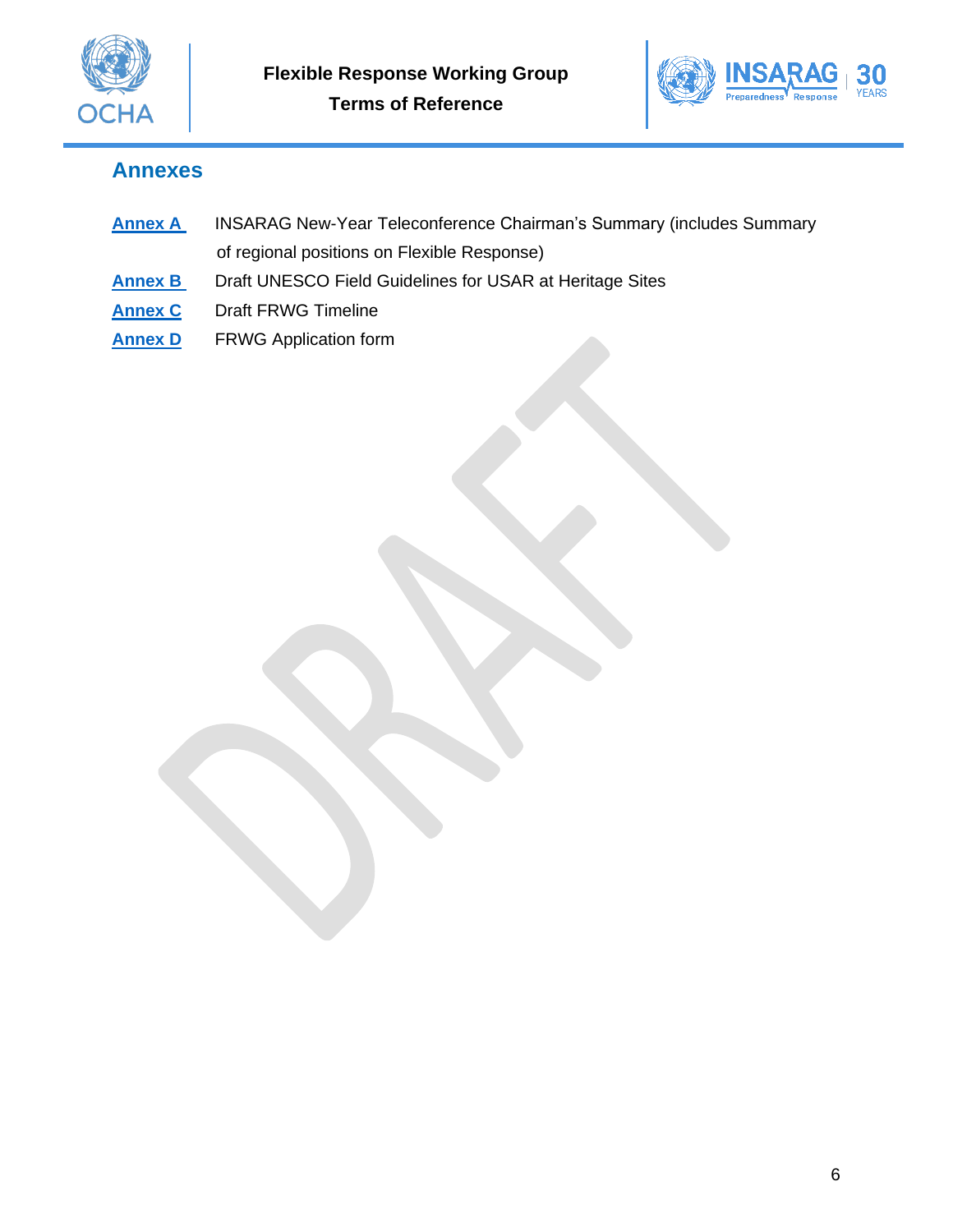## Annexes

| | |
|---|---|
| **Annex A** | INSARAG New-Year Teleconference Chairman's Summary (includes Summary of regional positions on Flexible Response) |
| **Annex B** | Draft UNESCO Field Guidelines for USAR at Heritage Sites |
| **Annex C** | Draft FRWG Timeline |
| **Annex D** | FRWG Application form |